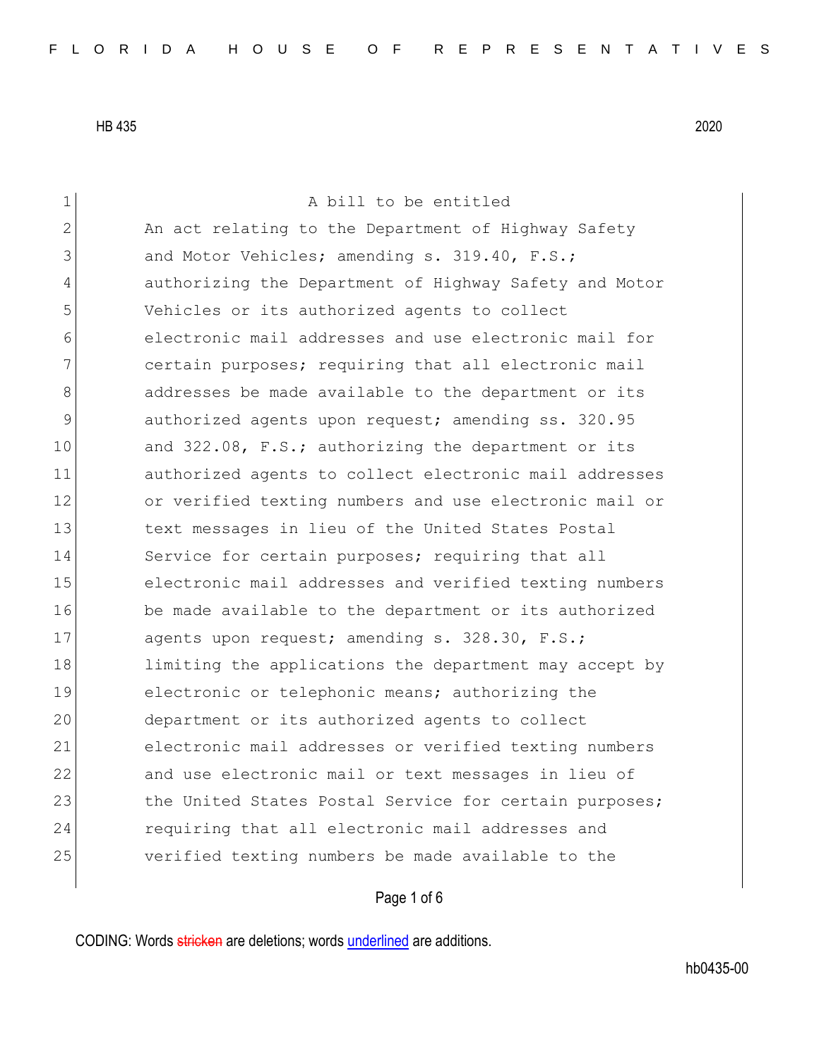HB 435 2020

A bill to be entitled

An act relating to the Department of Highway Safety and Motor Vehicles; amending s. 319.40, F.S.; authorizing the Department of Highway Safety and Motor Vehicles or its authorized agents to collect electronic mail addresses and use electronic mail for certain purposes; requiring that all electronic mail addresses be made available to the department or its authorized agents upon request; amending ss. 320.95 and 322.08, F.S.; authorizing the department or its authorized agents to collect electronic mail addresses or verified texting numbers and use electronic mail or text messages in lieu of the United States Postal Service for certain purposes; requiring that all electronic mail addresses and verified texting numbers be made available to the department or its authorized agents upon request; amending s. 328.30, F.S.; limiting the applications the department may accept by electronic or telephonic means; authorizing the department or its authorized agents to collect electronic mail addresses or verified texting numbers and use electronic mail or text messages in lieu of the United States Postal Service for certain purposes; requiring that all electronic mail addresses and verified texting numbers be made available to the

CODING: Words stricken are deletions; words underlined are additions.

hb0435-00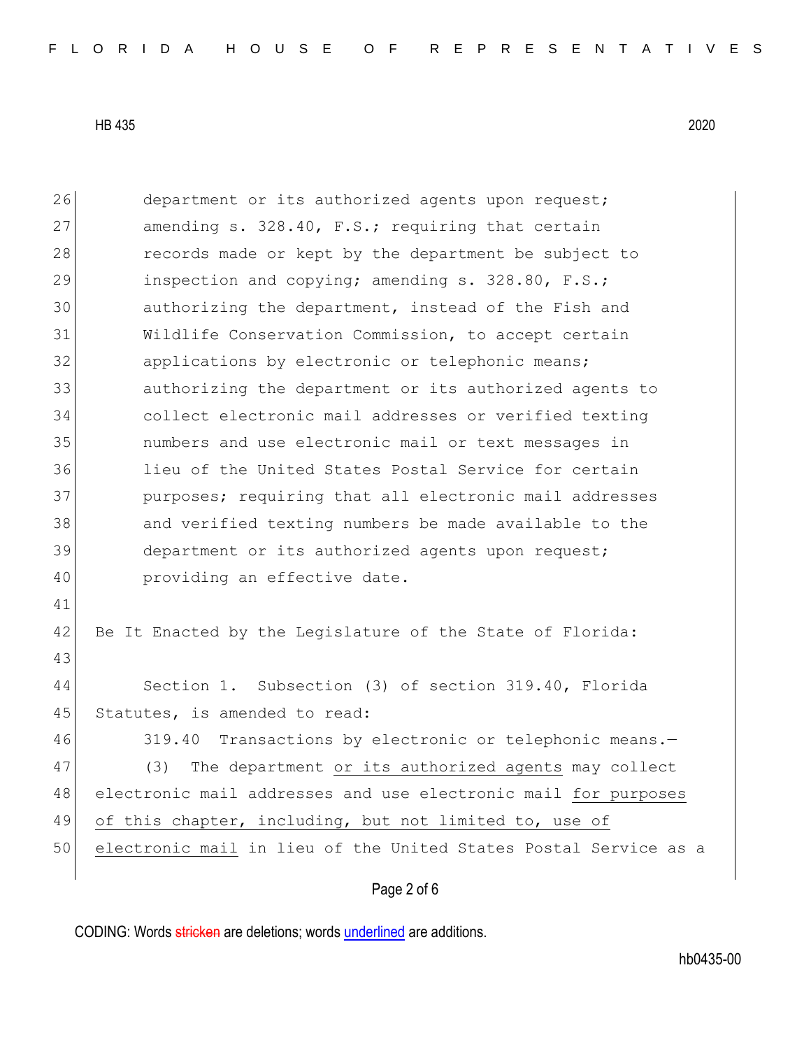department or its authorized agents upon request; amending s. 328.40, F.S.; requiring that certain records made or kept by the department be subject to inspection and copying; amending s. 328.80, F.S.; authorizing the department, instead of the Fish and Wildlife Conservation Commission, to accept certain applications by electronic or telephonic means; authorizing the department or its authorized agents to collect electronic mail addresses or verified texting numbers and use electronic mail or text messages in lieu of the United States Postal Service for certain purposes; requiring that all electronic mail addresses and verified texting numbers be made available to the department or its authorized agents upon request; providing an effective date.

Be It Enacted by the Legislature of the State of Florida:

Section 1. Subsection (3) of section 319.40, Florida Statutes, is amended to read:

319.40 Transactions by electronic or telephonic means.—

(3) The department <u>or its authorized agents</u> may collect electronic mail addresses and use electronic mail <u>for purposes of this chapter, including, but not limited to, use of electronic mail</u> in lieu of the United States Postal Service as a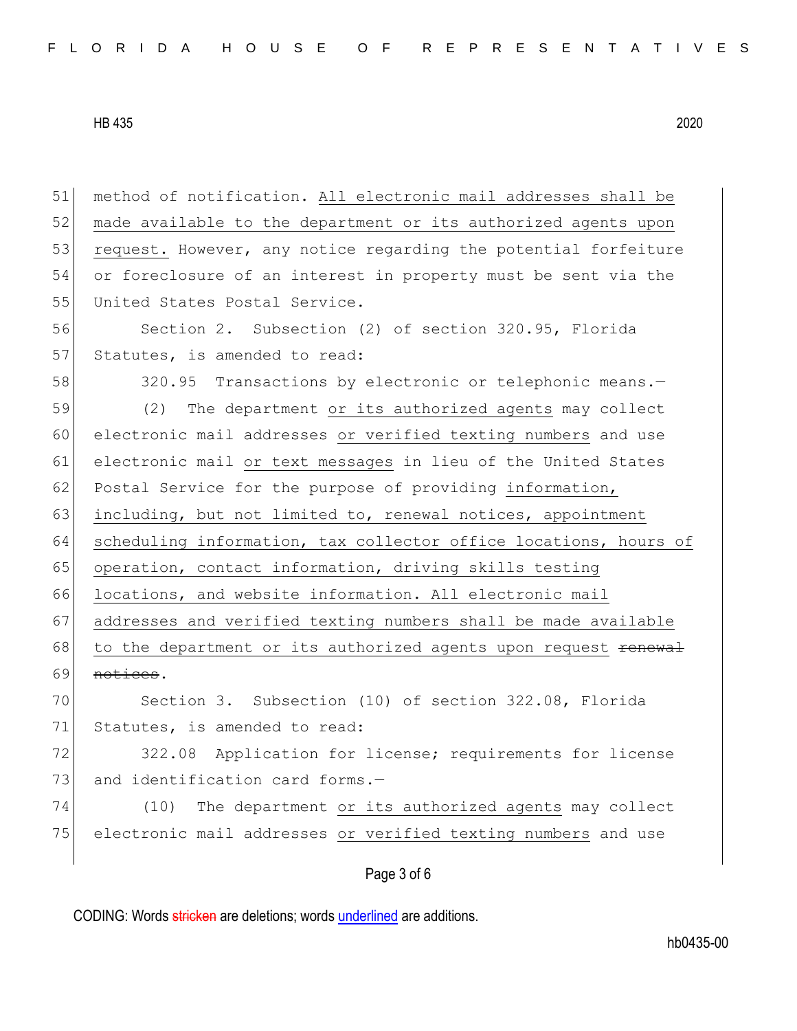method of notification. <u>All electronic mail addresses shall be made available to the department or its authorized agents upon request.</u> However, any notice regarding the potential forfeiture or foreclosure of an interest in property must be sent via the United States Postal Service.

Section 2. Subsection (2) of section 320.95, Florida Statutes, is amended to read:

320.95 Transactions by electronic or telephonic means.—

(2) The department <u>or its authorized agents</u> may collect electronic mail addresses <u>or verified texting numbers</u> and use electronic mail <u>or text messages</u> in lieu of the United States Postal Service for the purpose of providing <u>information, including, but not limited to, renewal notices, appointment scheduling information, tax collector office locations, hours of operation, contact information, driving skills testing locations, and website information. All electronic mail addresses and verified texting numbers shall be made available to the department or its authorized agents upon request</u> ~~renewal notices~~.

Section 3. Subsection (10) of section 322.08, Florida Statutes, is amended to read:

322.08 Application for license; requirements for license and identification card forms.—

(10) The department <u>or its authorized agents</u> may collect electronic mail addresses <u>or verified texting numbers</u> and use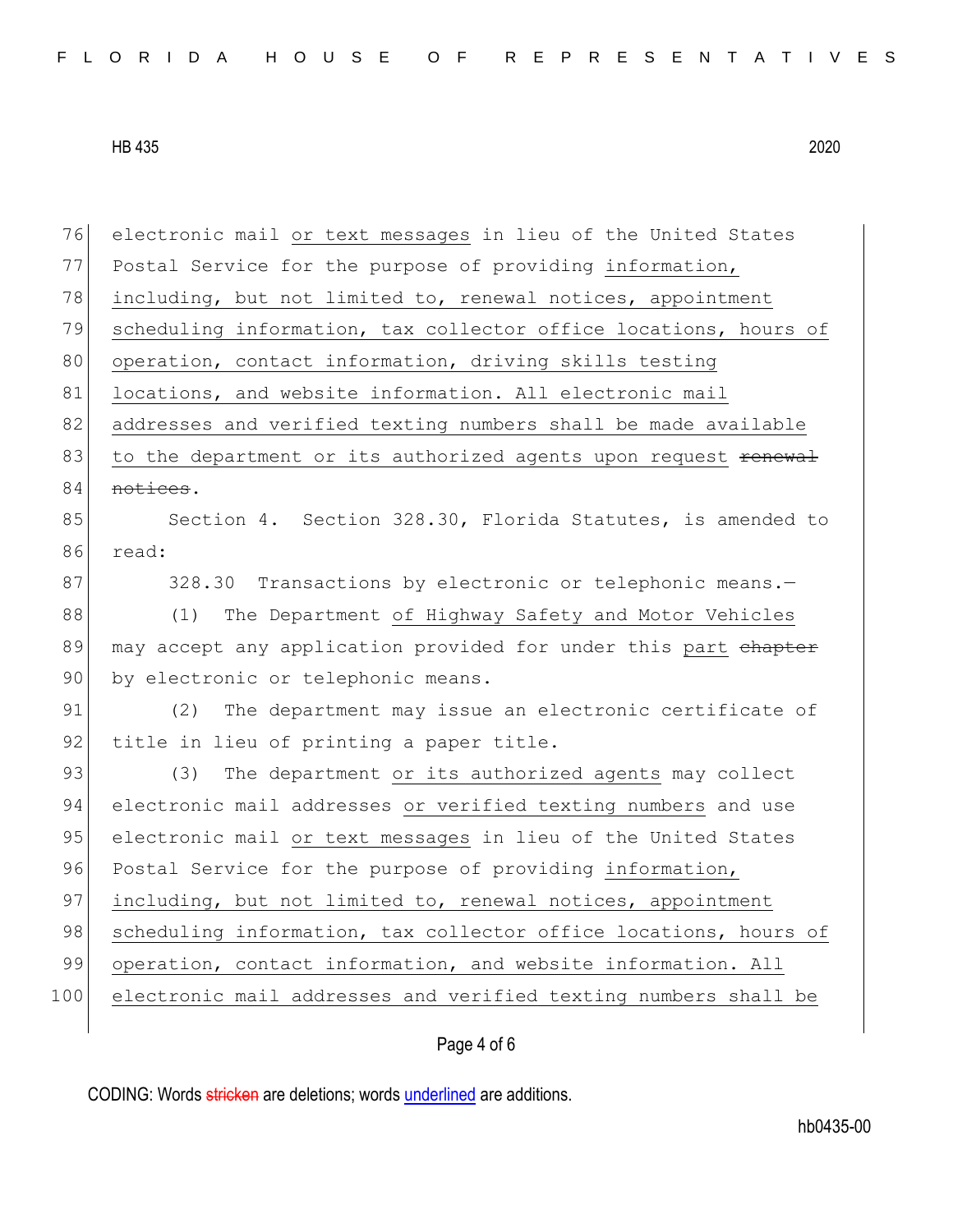electronic mail or text messages in lieu of the United States Postal Service for the purpose of providing information, including, but not limited to, renewal notices, appointment scheduling information, tax collector office locations, hours of operation, contact information, driving skills testing locations, and website information. All electronic mail addresses and verified texting numbers shall be made available to the department or its authorized agents upon request ~~renewal notices~~.

Section 4. Section 328.30, Florida Statutes, is amended to read:

328.30 Transactions by electronic or telephonic means.—

(1) The Department of Highway Safety and Motor Vehicles may accept any application provided for under this part ~~chapter~~ by electronic or telephonic means.

(2) The department may issue an electronic certificate of title in lieu of printing a paper title.

(3) The department or its authorized agents may collect electronic mail addresses or verified texting numbers and use electronic mail or text messages in lieu of the United States Postal Service for the purpose of providing information, including, but not limited to, renewal notices, appointment scheduling information, tax collector office locations, hours of operation, contact information, and website information. All electronic mail addresses and verified texting numbers shall be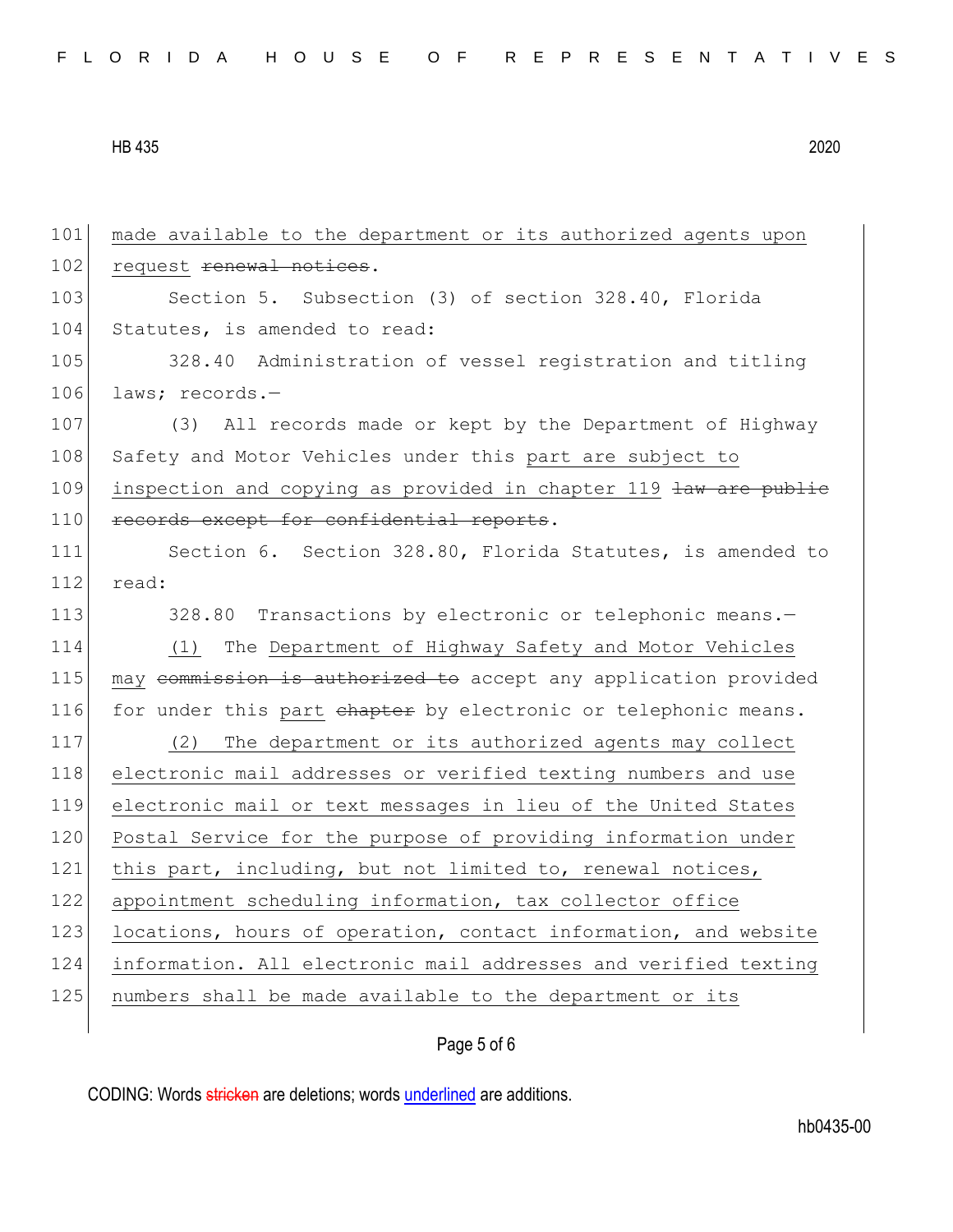101 made available to the department or its authorized agents upon
102 request ~~renewal notices~~.

103 Section 5. Subsection (3) of section 328.40, Florida
104 Statutes, is amended to read:

105 328.40 Administration of vessel registration and titling
106 laws; records.—

107 (3) All records made or kept by the Department of Highway
108 Safety and Motor Vehicles under this part are subject to
109 inspection and copying as provided in chapter 119 ~~law are public~~
110 ~~records except for confidential reports~~.

111 Section 6. Section 328.80, Florida Statutes, is amended to
112 read:

113 328.80 Transactions by electronic or telephonic means.—

114 (1) The Department of Highway Safety and Motor Vehicles
115 may ~~commission is authorized to~~ accept any application provided
116 for under this part ~~chapter~~ by electronic or telephonic means.

117 (2) The department or its authorized agents may collect
118 electronic mail addresses or verified texting numbers and use
119 electronic mail or text messages in lieu of the United States
120 Postal Service for the purpose of providing information under
121 this part, including, but not limited to, renewal notices,
122 appointment scheduling information, tax collector office
123 locations, hours of operation, contact information, and website
124 information. All electronic mail addresses and verified texting
125 numbers shall be made available to the department or its

CODING: Words ~~stricken~~ are deletions; words underlined are additions.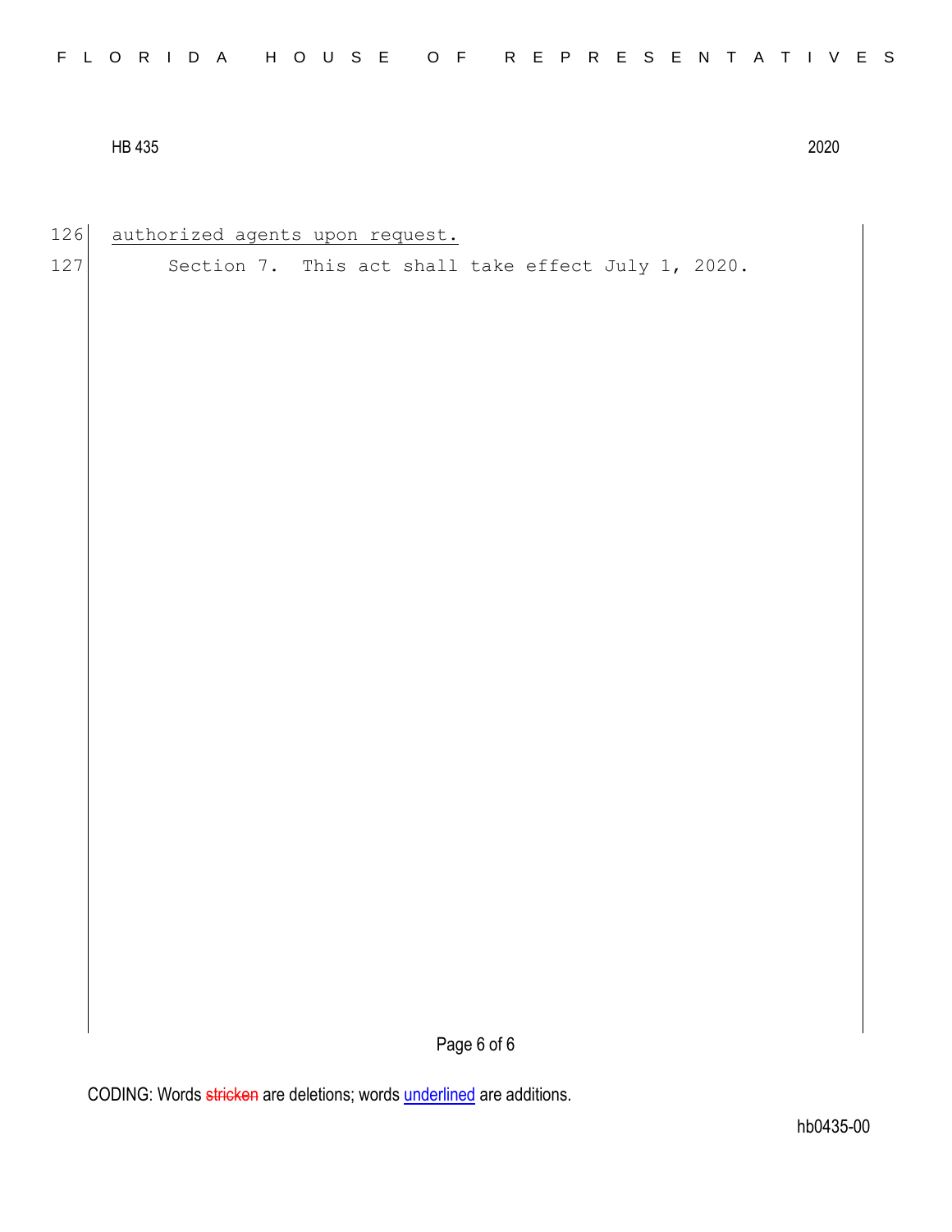126 authorized agents upon request.

127 Section 7. This act shall take effect July 1, 2020.